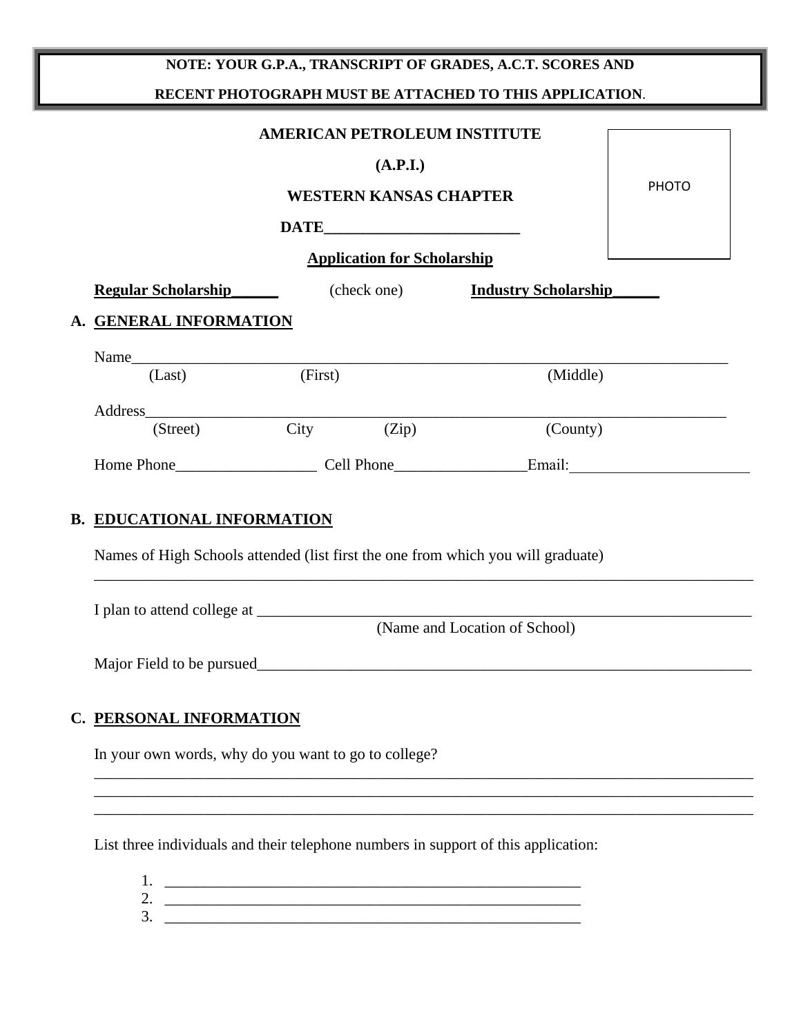**NOTE: YOUR G.P.A., TRANSCRIPT OF GRADES, A.C.T. SCORES AND RECENT PHOTOGRAPH MUST BE ATTACHED TO THIS APPLICATION**.

PHOTO

**AMERICAN PETROLEUM INSTITUTE**

**(A.P.I.)**

**WESTERN KANSAS CHAPTER**

**DATE_________________________**

**Application for Scholarship**

**Regular Scholarship______** (check one) **Industry Scholarship______**

## A. GENERAL INFORMATION

Name_____________________________________________________________________________
(Last) (First) (Middle)

Address___________________________________________________________________________
(Street) City (Zip) (County)

Home Phone__________________ Cell Phone_________________Email:_______________________

## B. EDUCATIONAL INFORMATION

Names of High Schools attended (list first the one from which you will graduate)
_____________________________________________________________________________________

I plan to attend college at ___________________________________________________________
(Name and Location of School)

Major Field to be pursued____________________________________________________________

## C. PERSONAL INFORMATION

In your own words, why do you want to go to college?
_____________________________________________________________________________________
_____________________________________________________________________________________
_____________________________________________________________________________________

List three individuals and their telephone numbers in support of this application:

1. _______________________________________________________
2. _______________________________________________________
3. _______________________________________________________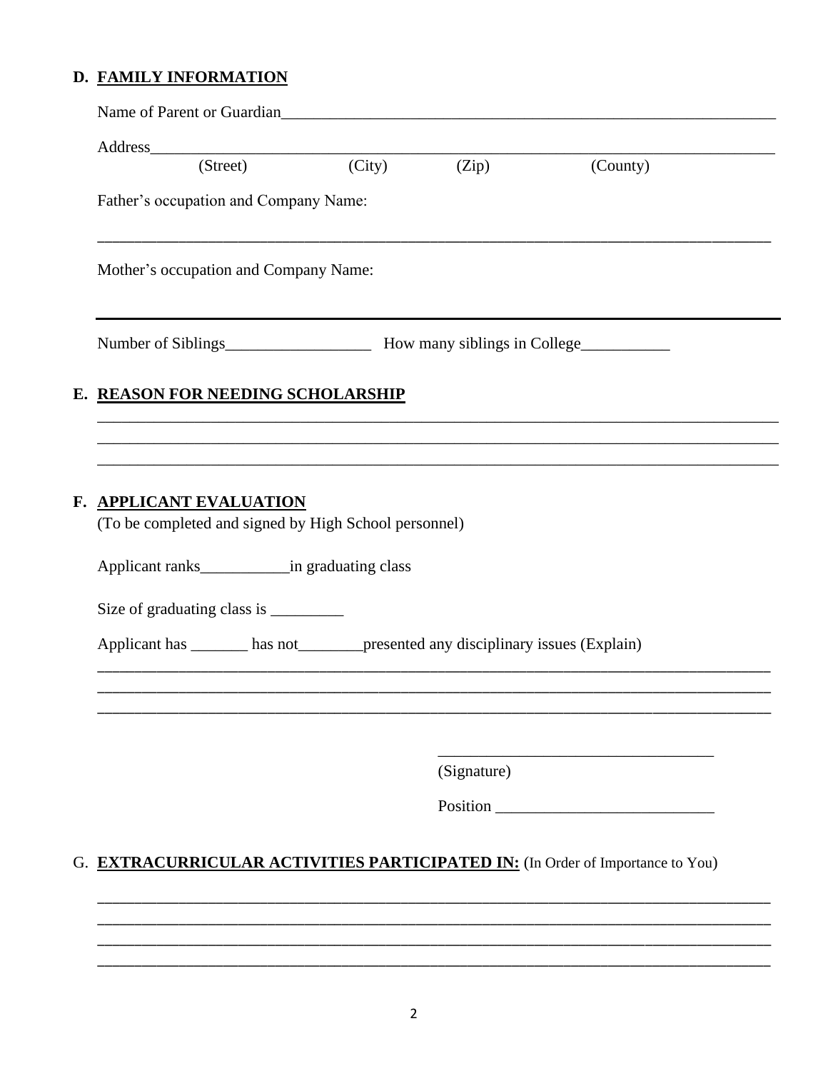## D. FAMILY INFORMATION

Name of Parent or Guardian_______________________________________________________________

Address___________________________________________________________________________

(Street) (City) (Zip) (County)

Father's occupation and Company Name:

_____________________________________________________________________________________

Mother's occupation and Company Name:

_____________________________________________________________________________________

Number of Siblings__________________ How many siblings in College___________

## E. REASON FOR NEEDING SCHOLARSHIP

_____________________________________________________________________________________

_____________________________________________________________________________________

_____________________________________________________________________________________

## F. APPLICANT EVALUATION

(To be completed and signed by High School personnel)

Applicant ranks___________in graduating class

Size of graduating class is _________

Applicant has _______ has not________presented any disciplinary issues (Explain)

_____________________________________________________________________________________

_____________________________________________________________________________________

_____________________________________________________________________________________

__________________________________

(Signature)

Position __________________________

## G. EXTRACURRICULAR ACTIVITIES PARTICIPATED IN: (In Order of Importance to You)

_____________________________________________________________________________________

_____________________________________________________________________________________

_____________________________________________________________________________________

_____________________________________________________________________________________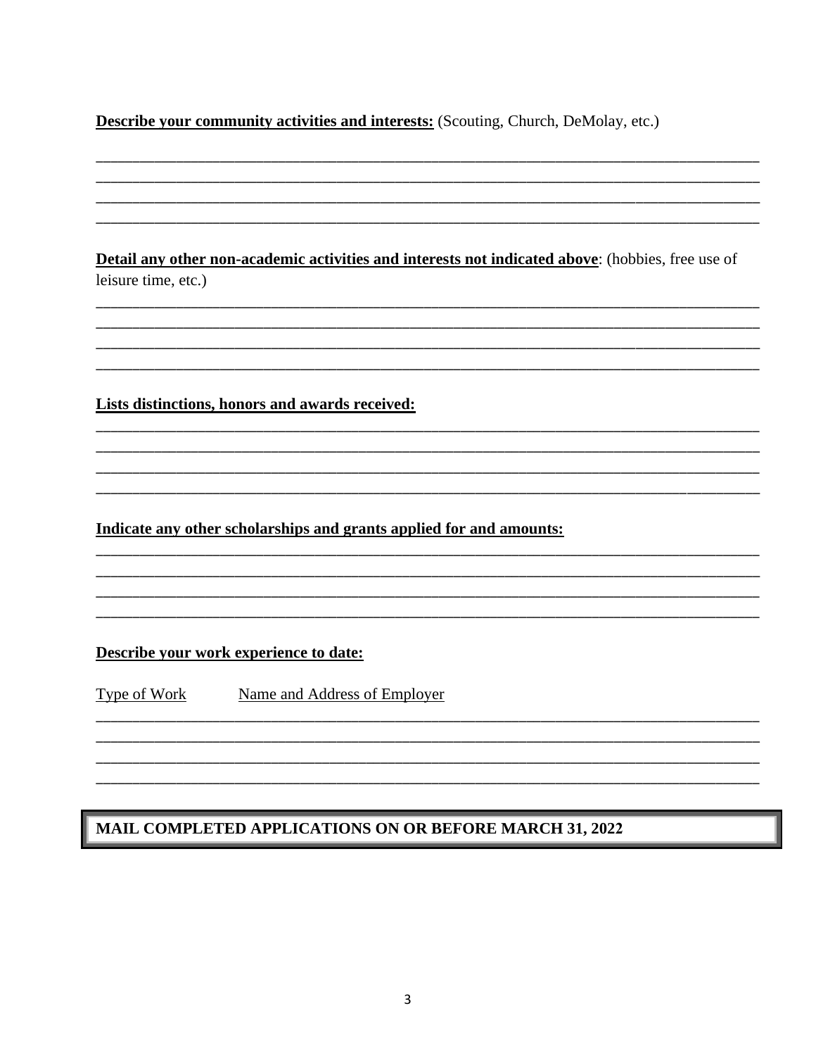**<u>Describe your community activities and interests:</u>** (Scouting, Church, DeMolay, etc.)

________________________________________________________________________________
________________________________________________________________________________
________________________________________________________________________________
________________________________________________________________________________

**<u>Detail any other non-academic activities and interests not indicated above</u>**: (hobbies, free use of leisure time, etc.)

________________________________________________________________________________
________________________________________________________________________________
________________________________________________________________________________
________________________________________________________________________________

**<u>Lists distinctions, honors and awards received:</u>**

________________________________________________________________________________
________________________________________________________________________________
________________________________________________________________________________
________________________________________________________________________________

**<u>Indicate any other scholarships and grants applied for and amounts:</u>**

________________________________________________________________________________
________________________________________________________________________________
________________________________________________________________________________
________________________________________________________________________________

**<u>Describe your work experience to date:</u>**

<u>Type of Work</u> <u>Name and Address of Employer</u>

________________________________________________________________________________
________________________________________________________________________________
________________________________________________________________________________
________________________________________________________________________________

**MAIL COMPLETED APPLICATIONS ON OR BEFORE MARCH 31, 2022**